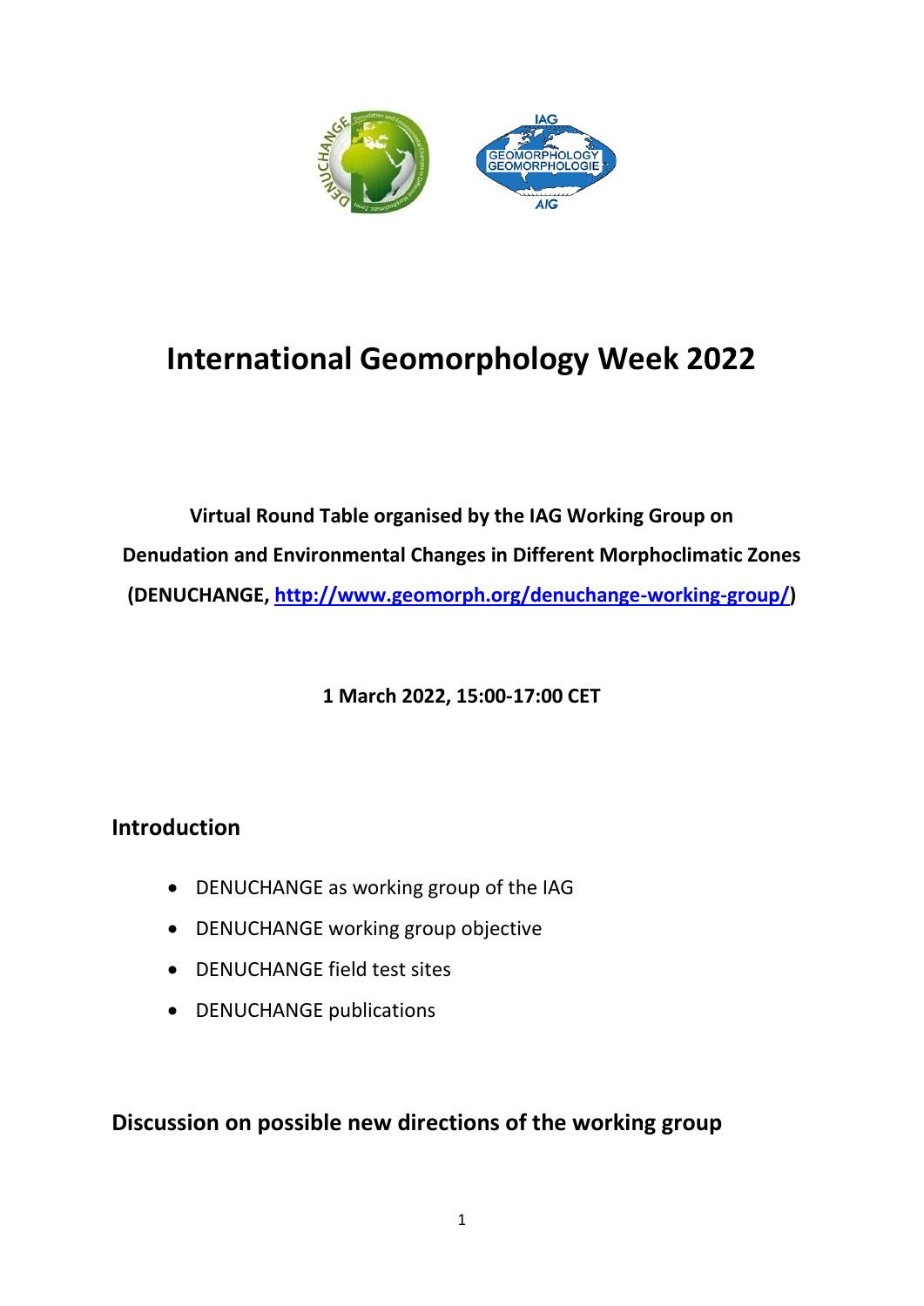# International Geomorphology Week 2022

**Virtual Round Table organised by the IAG Working Group on Denudation and Environmental Changes in Different Morphoclimatic Zones (DENUCHANGE, http://www.geomorph.org/denuchange-working-group/)**

**1 March 2022, 15:00-17:00 CET**

## Introduction

- DENUCHANGE as working group of the IAG
- DENUCHANGE working group objective
- DENUCHANGE field test sites
- DENUCHANGE publications

## Discussion on possible new directions of the working group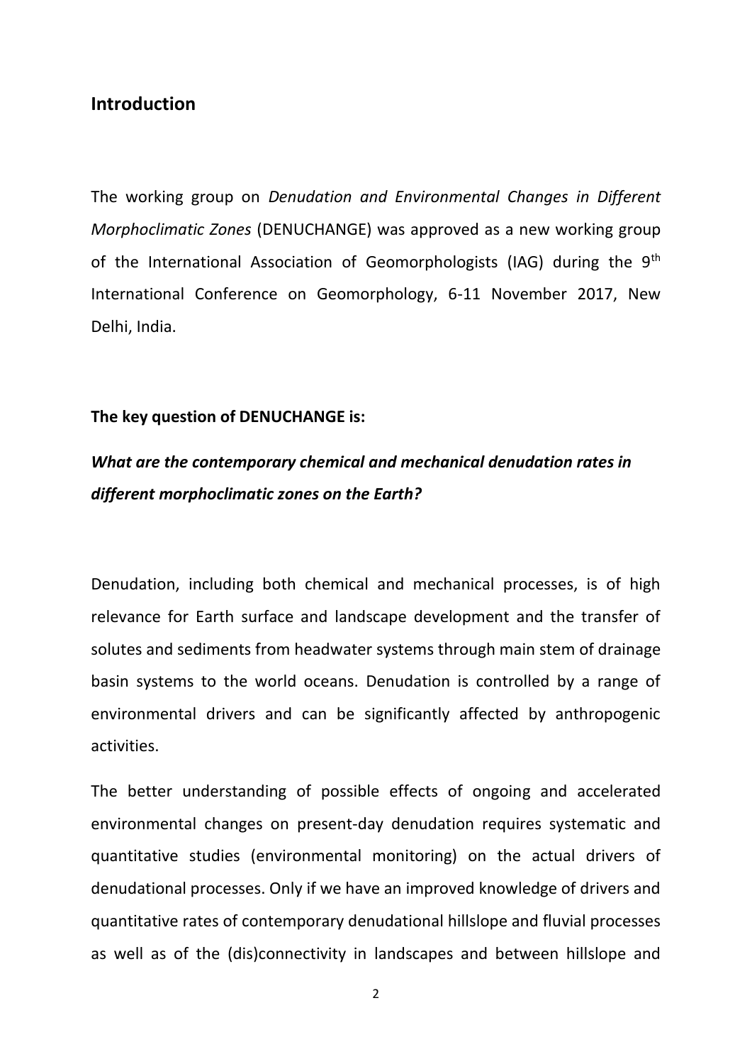## Introduction

The working group on *Denudation and Environmental Changes in Different Morphoclimatic Zones* (DENUCHANGE) was approved as a new working group of the International Association of Geomorphologists (IAG) during the 9th International Conference on Geomorphology, 6-11 November 2017, New Delhi, India.

**The key question of DENUCHANGE is:**

***What are the contemporary chemical and mechanical denudation rates in different morphoclimatic zones on the Earth?***

Denudation, including both chemical and mechanical processes, is of high relevance for Earth surface and landscape development and the transfer of solutes and sediments from headwater systems through main stem of drainage basin systems to the world oceans. Denudation is controlled by a range of environmental drivers and can be significantly affected by anthropogenic activities.

The better understanding of possible effects of ongoing and accelerated environmental changes on present-day denudation requires systematic and quantitative studies (environmental monitoring) on the actual drivers of denudational processes. Only if we have an improved knowledge of drivers and quantitative rates of contemporary denudational hillslope and fluvial processes as well as of the (dis)connectivity in landscapes and between hillslope and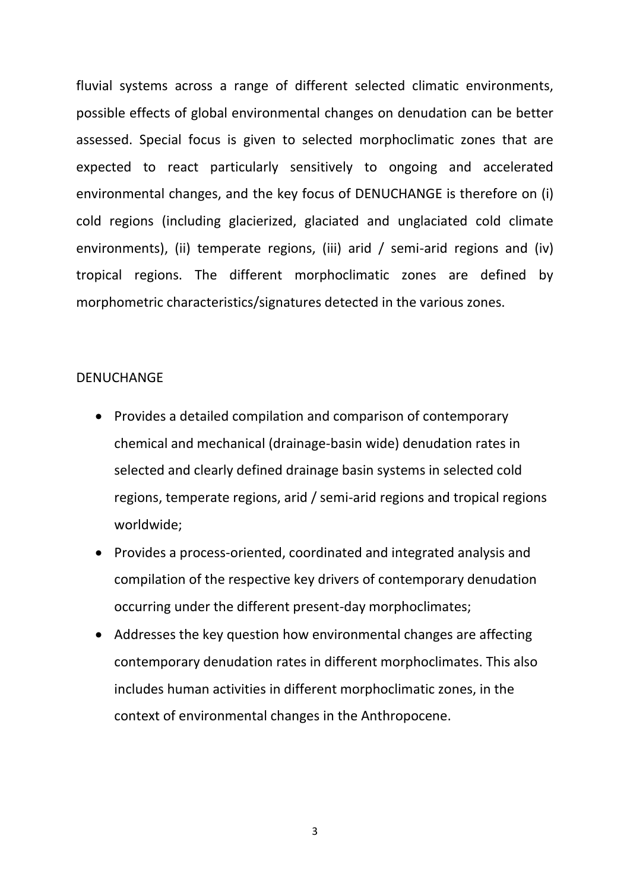fluvial systems across a range of different selected climatic environments, possible effects of global environmental changes on denudation can be better assessed. Special focus is given to selected morphoclimatic zones that are expected to react particularly sensitively to ongoing and accelerated environmental changes, and the key focus of DENUCHANGE is therefore on (i) cold regions (including glacierized, glaciated and unglaciated cold climate environments), (ii) temperate regions, (iii) arid / semi-arid regions and (iv) tropical regions. The different morphoclimatic zones are defined by morphometric characteristics/signatures detected in the various zones.

DENUCHANGE

- Provides a detailed compilation and comparison of contemporary chemical and mechanical (drainage-basin wide) denudation rates in selected and clearly defined drainage basin systems in selected cold regions, temperate regions, arid / semi-arid regions and tropical regions worldwide;
- Provides a process-oriented, coordinated and integrated analysis and compilation of the respective key drivers of contemporary denudation occurring under the different present-day morphoclimates;
- Addresses the key question how environmental changes are affecting contemporary denudation rates in different morphoclimates. This also includes human activities in different morphoclimatic zones, in the context of environmental changes in the Anthropocene.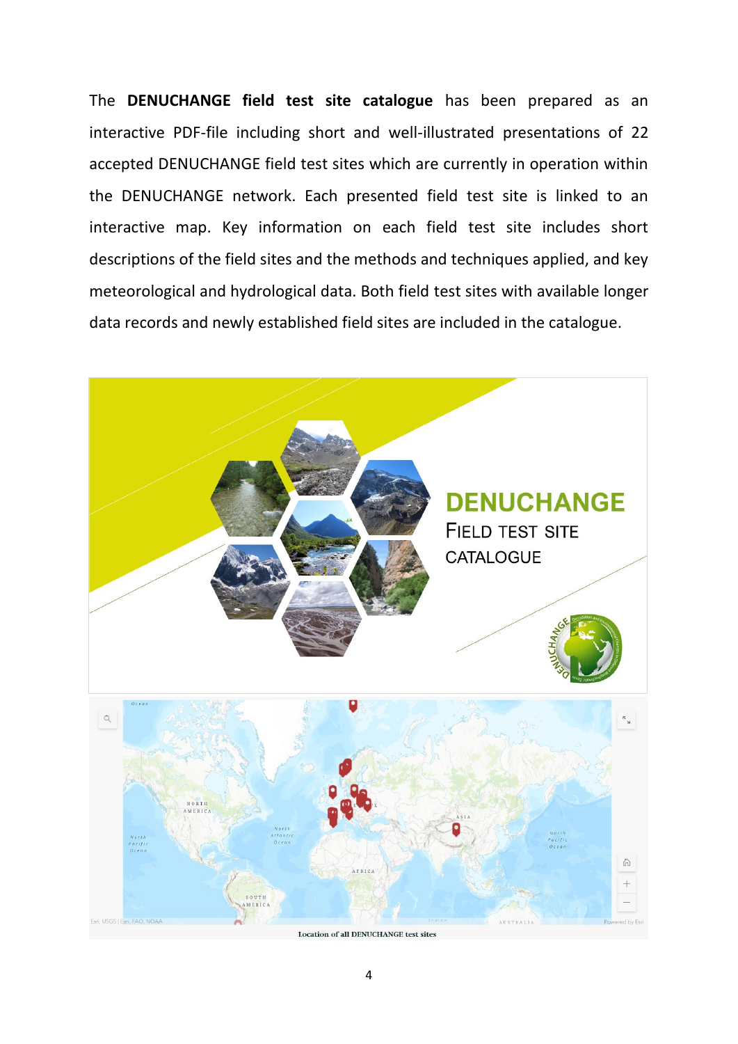The **DENUCHANGE field test site catalogue** has been prepared as an interactive PDF-file including short and well-illustrated presentations of 22 accepted DENUCHANGE field test sites which are currently in operation within the DENUCHANGE network. Each presented field test site is linked to an interactive map. Key information on each field test site includes short descriptions of the field sites and the methods and techniques applied, and key meteorological and hydrological data. Both field test sites with available longer data records and newly established field sites are included in the catalogue.

Location of all DENUCHANGE test sites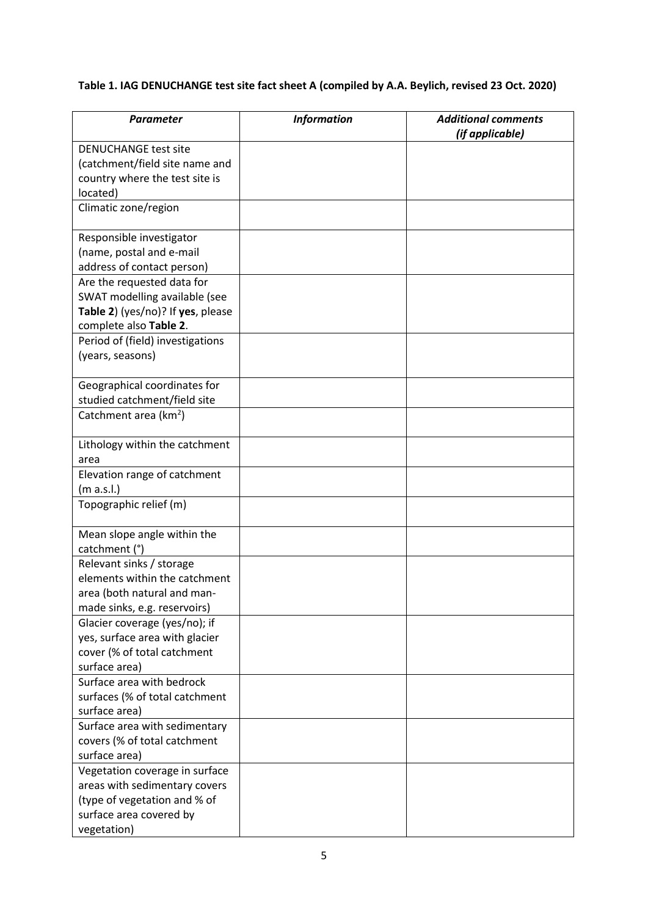**Table 1. IAG DENUCHANGE test site fact sheet A (compiled by A.A. Beylich, revised 23 Oct. 2020)**

| ***Parameter*** | ***Information*** | ***Additional comments (if applicable)*** |
|---|---|---|
| DENUCHANGE test site (catchment/field site name and country where the test site is located) | | |
| Climatic zone/region | | |
| Responsible investigator (name, postal and e-mail address of contact person) | | |
| Are the requested data for SWAT modelling available (see **Table 2**) (yes/no)? If **yes**, please complete also **Table 2**. | | |
| Period of (field) investigations (years, seasons) | | |
| Geographical coordinates for studied catchment/field site | | |
| Catchment area ($km^2$) | | |
| Lithology within the catchment area | | |
| Elevation range of catchment (m a.s.l.) | | |
| Topographic relief (m) | | |
| Mean slope angle within the catchment (°) | | |
| Relevant sinks / storage elements within the catchment area (both natural and man-made sinks, e.g. reservoirs) | | |
| Glacier coverage (yes/no); if yes, surface area with glacier cover (% of total catchment surface area) | | |
| Surface area with bedrock surfaces (% of total catchment surface area) | | |
| Surface area with sedimentary covers (% of total catchment surface area) | | |
| Vegetation coverage in surface areas with sedimentary covers (type of vegetation and % of surface area covered by vegetation) | | |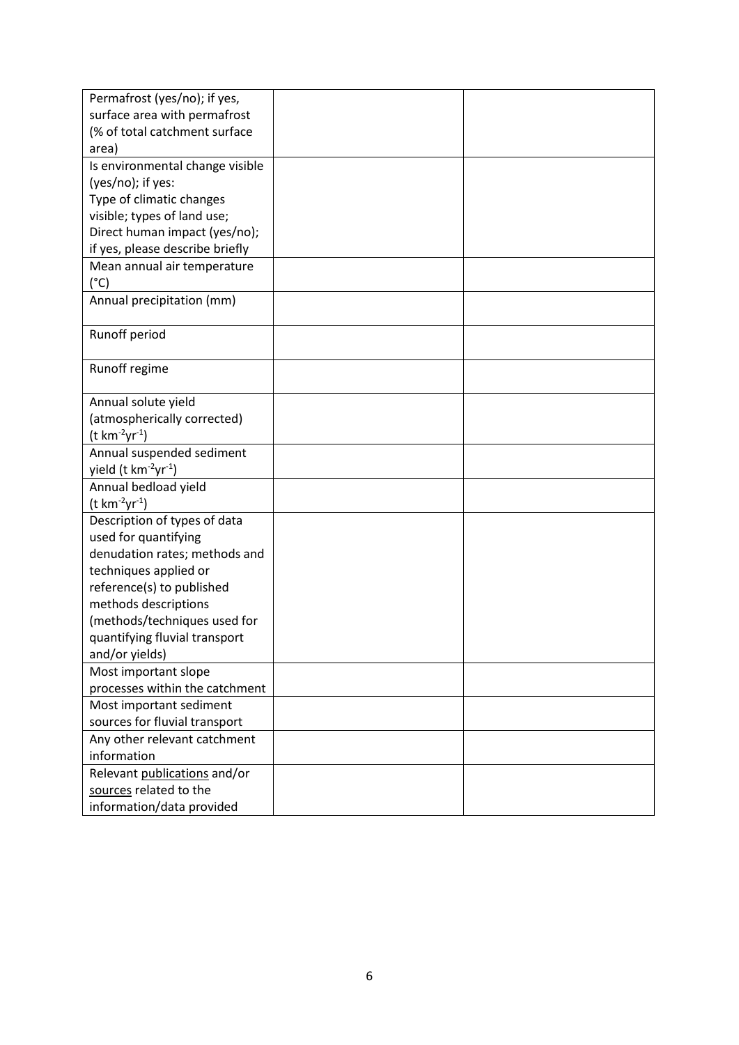| | | |
|---|---|---|
| Permafrost (yes/no); if yes, surface area with permafrost (% of total catchment surface area) | | |
| Is environmental change visible (yes/no); if yes: Type of climatic changes visible; types of land use; Direct human impact (yes/no); if yes, please describe briefly | | |
| Mean annual air temperature (°C) | | |
| Annual precipitation (mm) | | |
| Runoff period | | |
| Runoff regime | | |
| Annual solute yield (atmospherically corrected) (t $km^{-2}yr^{-1}$) | | |
| Annual suspended sediment yield (t $km^{-2}yr^{-1}$) | | |
| Annual bedload yield (t $km^{-2}yr^{-1}$) | | |
| Description of types of data used for quantifying denudation rates; methods and techniques applied or reference(s) to published methods descriptions (methods/techniques used for quantifying fluvial transport and/or yields) | | |
| Most important slope processes within the catchment | | |
| Most important sediment sources for fluvial transport | | |
| Any other relevant catchment information | | |
| Relevant publications and/or sources related to the information/data provided | | |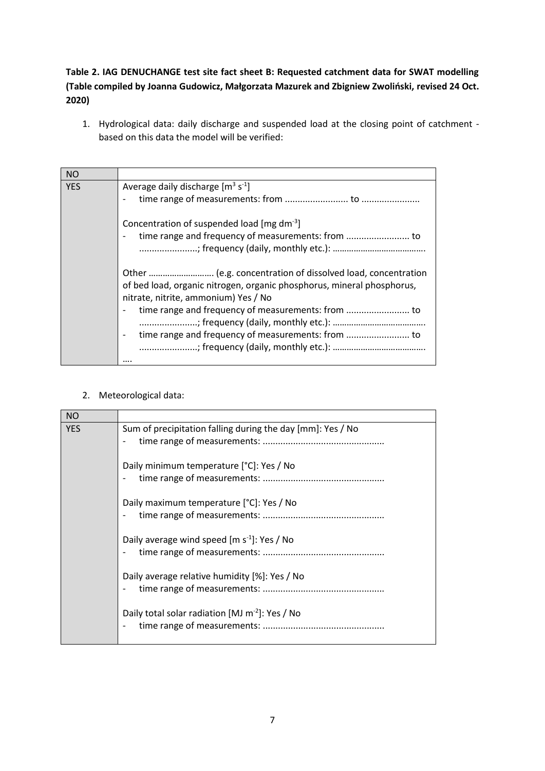**Table 2. IAG DENUCHANGE test site fact sheet B: Requested catchment data for SWAT modelling (Table compiled by Joanna Gudowicz, Małgorzata Mazurek and Zbigniew Zwoliński, revised 24 Oct. 2020)**

1. Hydrological data: daily discharge and suspended load at the closing point of catchment - based on this data the model will be verified:

| NO | |
|---|---|
| YES | Average daily discharge [$m^3\ s^{-1}$]<br>- time range of measurements: from ......................... to .......................<br><br>Concentration of suspended load [$mg\ dm^{-3}$]<br>- time range and frequency of measurements: from ......................... to ......................; frequency (daily, monthly etc.): …………………………………<br><br>Other ………………………. (e.g. concentration of dissolved load, concentration of bed load, organic nitrogen, organic phosphorus, mineral phosphorus, nitrate, nitrite, ammonium) Yes / No<br>- time range and frequency of measurements: from ......................... to ......................; frequency (daily, monthly etc.): …………………………………<br>- time range and frequency of measurements: from ......................... to ......................; frequency (daily, monthly etc.): …………………………………<br>…. |

2. Meteorological data:

| NO | |
|---|---|
| YES | Sum of precipitation falling during the day [mm]: Yes / No<br>- time range of measurements: ...............................................<br><br>Daily minimum temperature [°C]: Yes / No<br>- time range of measurements: ...............................................<br><br>Daily maximum temperature [°C]: Yes / No<br>- time range of measurements: ...............................................<br><br>Daily average wind speed [$m\ s^{-1}$]: Yes / No<br>- time range of measurements: ...............................................<br><br>Daily average relative humidity [%]: Yes / No<br>- time range of measurements: ...............................................<br><br>Daily total solar radiation [$MJ\ m^{-2}$]: Yes / No<br>- time range of measurements: ............................................... |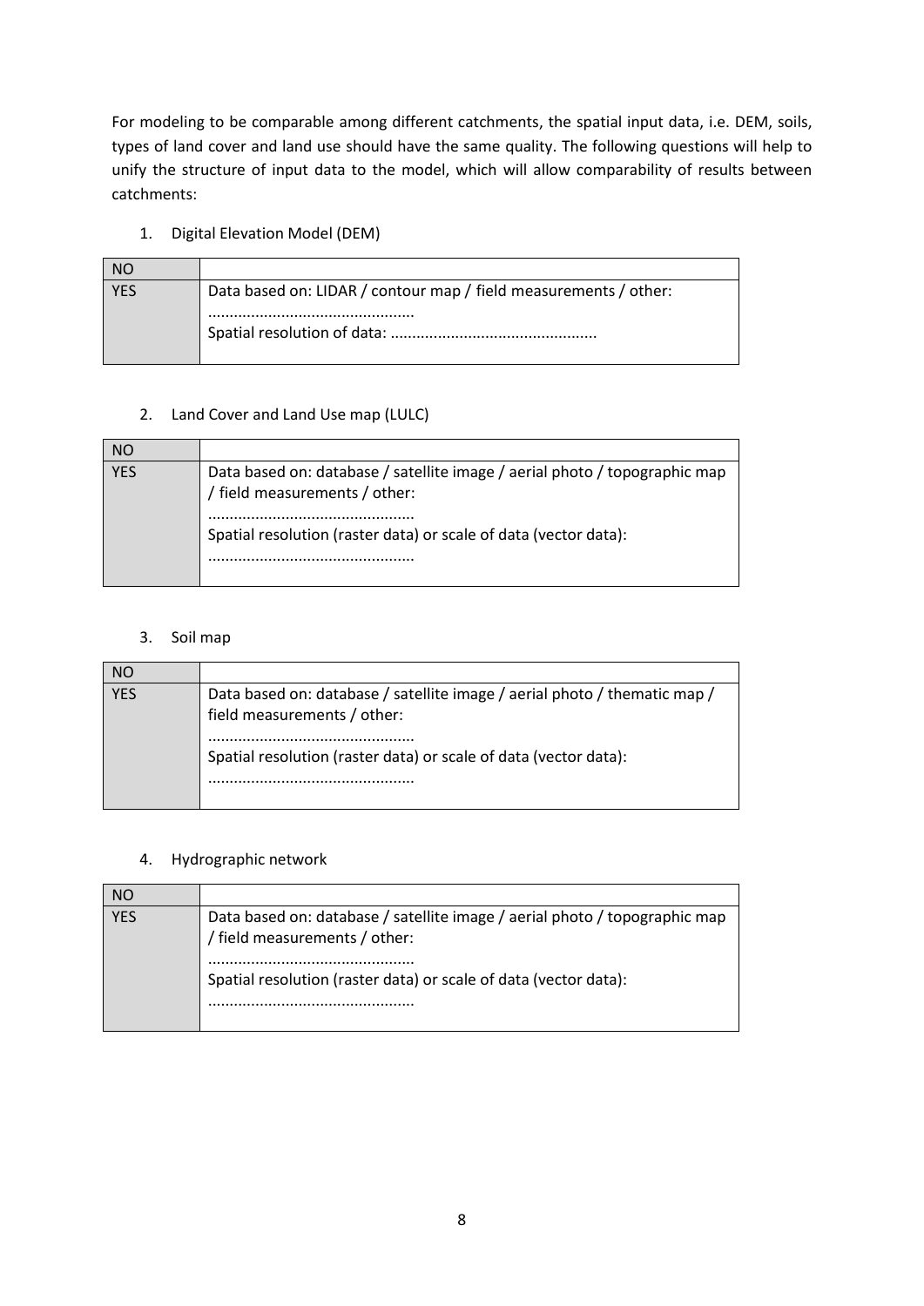For modeling to be comparable among different catchments, the spatial input data, i.e. DEM, soils, types of land cover and land use should have the same quality. The following questions will help to unify the structure of input data to the model, which will allow comparability of results between catchments:

1. Digital Elevation Model (DEM)

| | |
|---|---|
| NO | |
| YES | Data based on: LIDAR / contour map / field measurements / other: ............................................... Spatial resolution of data: ............................................... |

2. Land Cover and Land Use map (LULC)

| | |
|---|---|
| NO | |
| YES | Data based on: database / satellite image / aerial photo / topographic map / field measurements / other: ............................................... Spatial resolution (raster data) or scale of data (vector data): ............................................... |

3. Soil map

| | |
|---|---|
| NO | |
| YES | Data based on: database / satellite image / aerial photo / thematic map / field measurements / other: ............................................... Spatial resolution (raster data) or scale of data (vector data): ............................................... |

4. Hydrographic network

| | |
|---|---|
| NO | |
| YES | Data based on: database / satellite image / aerial photo / topographic map / field measurements / other: ............................................... Spatial resolution (raster data) or scale of data (vector data): ............................................... |